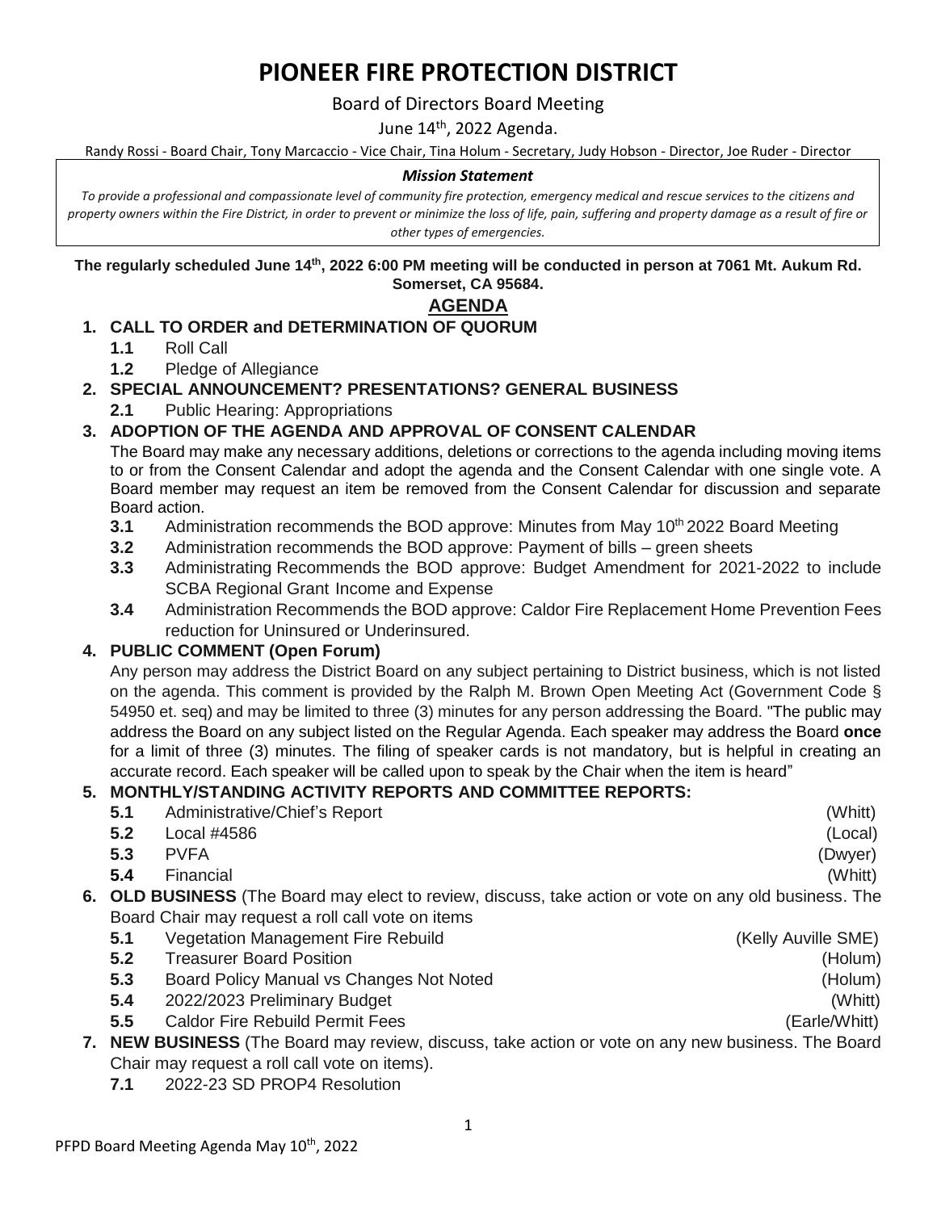# PIONEER FIRE PROTECTION DISTRICT

Board of Directors Board Meeting

June 14th, 2022 Agenda.

Randy Rossi - Board Chair, Tony Marcaccio - Vice Chair, Tina Holum - Secretary, Judy Hobson - Director, Joe Ruder - Director

***Mission Statement***

*To provide a professional and compassionate level of community fire protection, emergency medical and rescue services to the citizens and property owners within the Fire District, in order to prevent or minimize the loss of life, pain, suffering and property damage as a result of fire or other types of emergencies.*

**The regularly scheduled June 14th, 2022 6:00 PM meeting will be conducted in person at 7061 Mt. Aukum Rd. Somerset, CA 95684.**

## AGENDA

1. **CALL TO ORDER and DETERMINATION OF QUORUM**
   - **1.1** Roll Call
   - **1.2** Pledge of Allegiance
2. **SPECIAL ANNOUNCEMENT? PRESENTATIONS? GENERAL BUSINESS**
   - **2.1** Public Hearing: Appropriations
3. **ADOPTION OF THE AGENDA AND APPROVAL OF CONSENT CALENDAR**

   The Board may make any necessary additions, deletions or corrections to the agenda including moving items to or from the Consent Calendar and adopt the agenda and the Consent Calendar with one single vote. A Board member may request an item be removed from the Consent Calendar for discussion and separate Board action.
   - **3.1** Administration recommends the BOD approve: Minutes from May 10th 2022 Board Meeting
   - **3.2** Administration recommends the BOD approve: Payment of bills – green sheets
   - **3.3** Administrating Recommends the BOD approve: Budget Amendment for 2021-2022 to include SCBA Regional Grant Income and Expense
   - **3.4** Administration Recommends the BOD approve: Caldor Fire Replacement Home Prevention Fees reduction for Uninsured or Underinsured.
4. **PUBLIC COMMENT (Open Forum)**

   Any person may address the District Board on any subject pertaining to District business, which is not listed on the agenda. This comment is provided by the Ralph M. Brown Open Meeting Act (Government Code § 54950 et. seq) and may be limited to three (3) minutes for any person addressing the Board. "The public may address the Board on any subject listed on the Regular Agenda. Each speaker may address the Board **once** for a limit of three (3) minutes. The filing of speaker cards is not mandatory, but is helpful in creating an accurate record. Each speaker will be called upon to speak by the Chair when the item is heard"
5. **MONTHLY/STANDING ACTIVITY REPORTS AND COMMITTEE REPORTS:**
   - **5.1** Administrative/Chief's Report (Whitt)
   - **5.2** Local #4586 (Local)
   - **5.3** PVFA (Dwyer)
   - **5.4** Financial (Whitt)
6. **OLD BUSINESS** (The Board may elect to review, discuss, take action or vote on any old business. The Board Chair may request a roll call vote on items
   - **5.1** Vegetation Management Fire Rebuild (Kelly Auville SME)
   - **5.2** Treasurer Board Position (Holum)
   - **5.3** Board Policy Manual vs Changes Not Noted (Holum)
   - **5.4** 2022/2023 Preliminary Budget (Whitt)
   - **5.5** Caldor Fire Rebuild Permit Fees (Earle/Whitt)
7. **NEW BUSINESS** (The Board may review, discuss, take action or vote on any new business. The Board Chair may request a roll call vote on items).
   - **7.1** 2022-23 SD PROP4 Resolution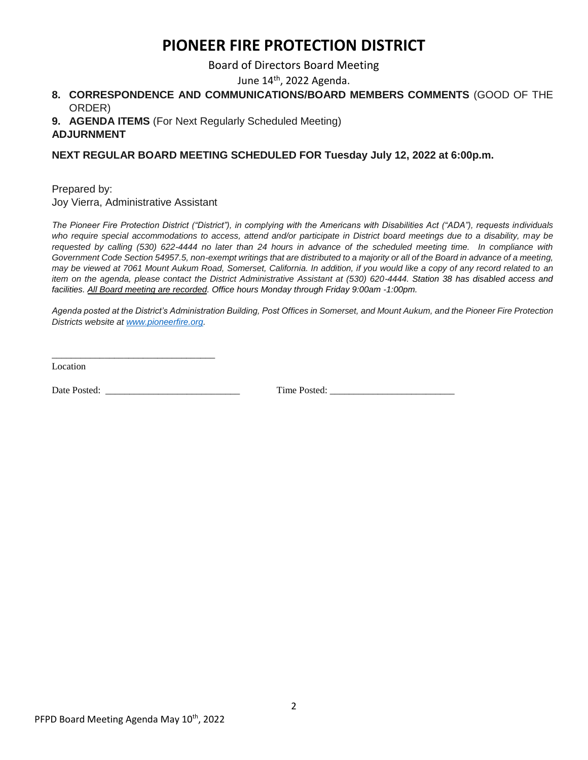# PIONEER FIRE PROTECTION DISTRICT

Board of Directors Board Meeting

June 14th, 2022 Agenda.

8. **CORRESPONDENCE AND COMMUNICATIONS/BOARD MEMBERS COMMENTS** (GOOD OF THE ORDER)
9. **AGENDA ITEMS** (For Next Regularly Scheduled Meeting)

**ADJURNMENT**

**NEXT REGULAR BOARD MEETING SCHEDULED FOR Tuesday July 12, 2022 at 6:00p.m.**

Prepared by:
Joy Vierra, Administrative Assistant

*The Pioneer Fire Protection District ("District"), in complying with the Americans with Disabilities Act ("ADA"), requests individuals who require special accommodations to access, attend and/or participate in District board meetings due to a disability, may be requested by calling (530) 622-4444 no later than 24 hours in advance of the scheduled meeting time. In compliance with Government Code Section 54957.5, non-exempt writings that are distributed to a majority or all of the Board in advance of a meeting, may be viewed at 7061 Mount Aukum Road, Somerset, California. In addition, if you would like a copy of any record related to an item on the agenda, please contact the District Administrative Assistant at (530) 620-4444. Station 38 has disabled access and facilities. <u>All Board meeting are recorded</u>. Office hours Monday through Friday 9:00am -1:00pm.*

*Agenda posted at the District's Administration Building, Post Offices in Somerset, and Mount Aukum, and the Pioneer Fire Protection Districts website at [www.pioneerfire.org](http://www.pioneerfire.org).*

_________________________________
Location

Date Posted: ____________________________ Time Posted: __________________________

PFPD Board Meeting Agenda May 10th, 2022